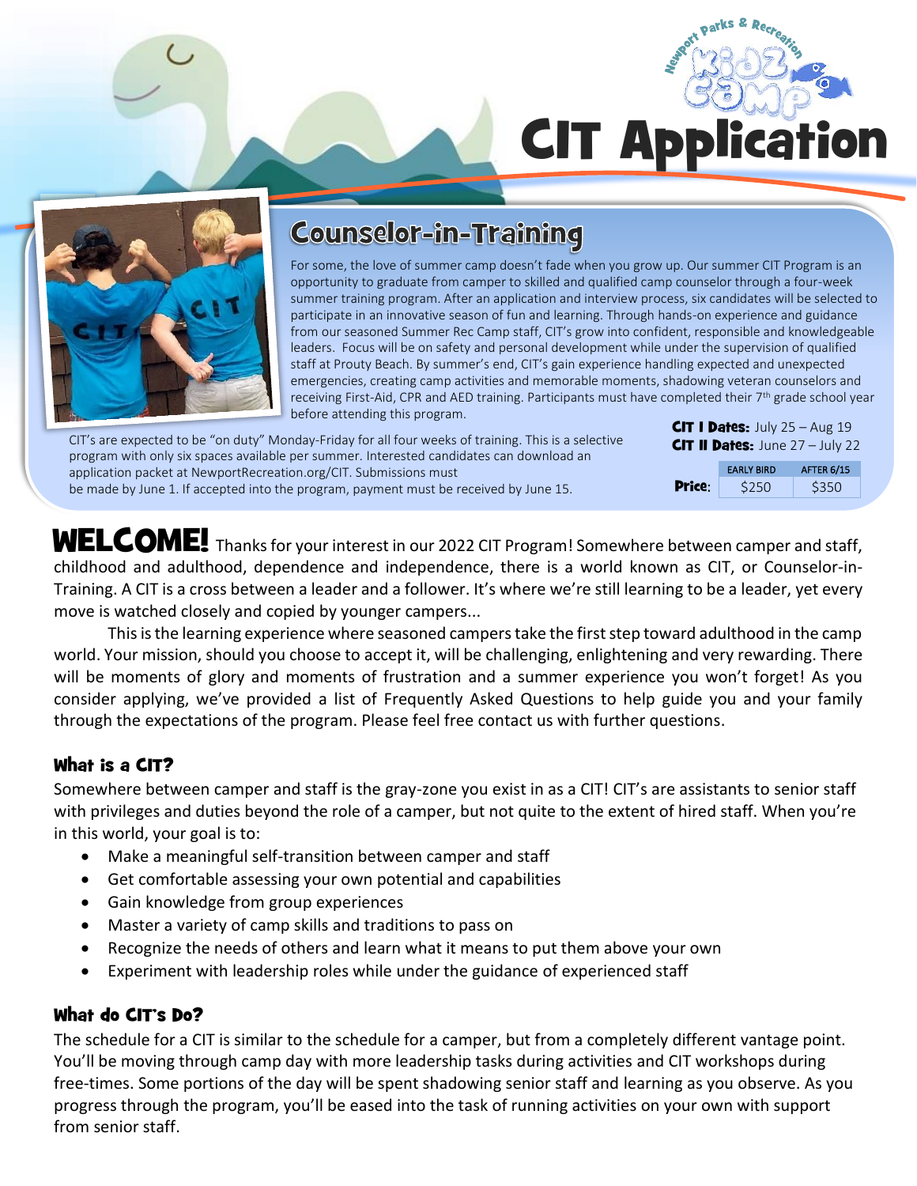Newport Parks & Recreation Kidz Camp

# CIT Application

## Counselor-in-Training

For some, the love of summer camp doesn't fade when you grow up. Our summer CIT Program is an opportunity to graduate from camper to skilled and qualified camp counselor through a four-week summer training program. After an application and interview process, six candidates will be selected to participate in an innovative season of fun and learning. Through hands-on experience and guidance from our seasoned Summer Rec Camp staff, CIT's grow into confident, responsible and knowledgeable leaders. Focus will be on safety and personal development while under the supervision of qualified staff at Prouty Beach. By summer's end, CIT's gain experience handling expected and unexpected emergencies, creating camp activities and memorable moments, shadowing veteran counselors and receiving First-Aid, CPR and AED training. Participants must have completed their 7th grade school year before attending this program.

CIT's are expected to be "on duty" Monday-Friday for all four weeks of training. This is a selective program with only six spaces available per summer. Interested candidates can download an application packet at NewportRecreation.org/CIT. Submissions must be made by June 1. If accepted into the program, payment must be received by June 15.

**CIT I Dates:** July 25 – Aug 19
**CIT II Dates:** June 27 – July 22

| | EARLY BIRD | AFTER 6/15 |
|---|---|---|
| **Price:** | $250 | $350 |

**WELCOME!** Thanks for your interest in our 2022 CIT Program! Somewhere between camper and staff, childhood and adulthood, dependence and independence, there is a world known as CIT, or Counselor-in-Training. A CIT is a cross between a leader and a follower. It's where we're still learning to be a leader, yet every move is watched closely and copied by younger campers...

This is the learning experience where seasoned campers take the first step toward adulthood in the camp world. Your mission, should you choose to accept it, will be challenging, enlightening and very rewarding. There will be moments of glory and moments of frustration and a summer experience you won't forget! As you consider applying, we've provided a list of Frequently Asked Questions to help guide you and your family through the expectations of the program. Please feel free contact us with further questions.

### What is a CIT?

Somewhere between camper and staff is the gray-zone you exist in as a CIT! CIT's are assistants to senior staff with privileges and duties beyond the role of a camper, but not quite to the extent of hired staff. When you're in this world, your goal is to:

- Make a meaningful self-transition between camper and staff
- Get comfortable assessing your own potential and capabilities
- Gain knowledge from group experiences
- Master a variety of camp skills and traditions to pass on
- Recognize the needs of others and learn what it means to put them above your own
- Experiment with leadership roles while under the guidance of experienced staff

### What do CIT's Do?

The schedule for a CIT is similar to the schedule for a camper, but from a completely different vantage point. You'll be moving through camp day with more leadership tasks during activities and CIT workshops during free-times. Some portions of the day will be spent shadowing senior staff and learning as you observe. As you progress through the program, you'll be eased into the task of running activities on your own with support from senior staff.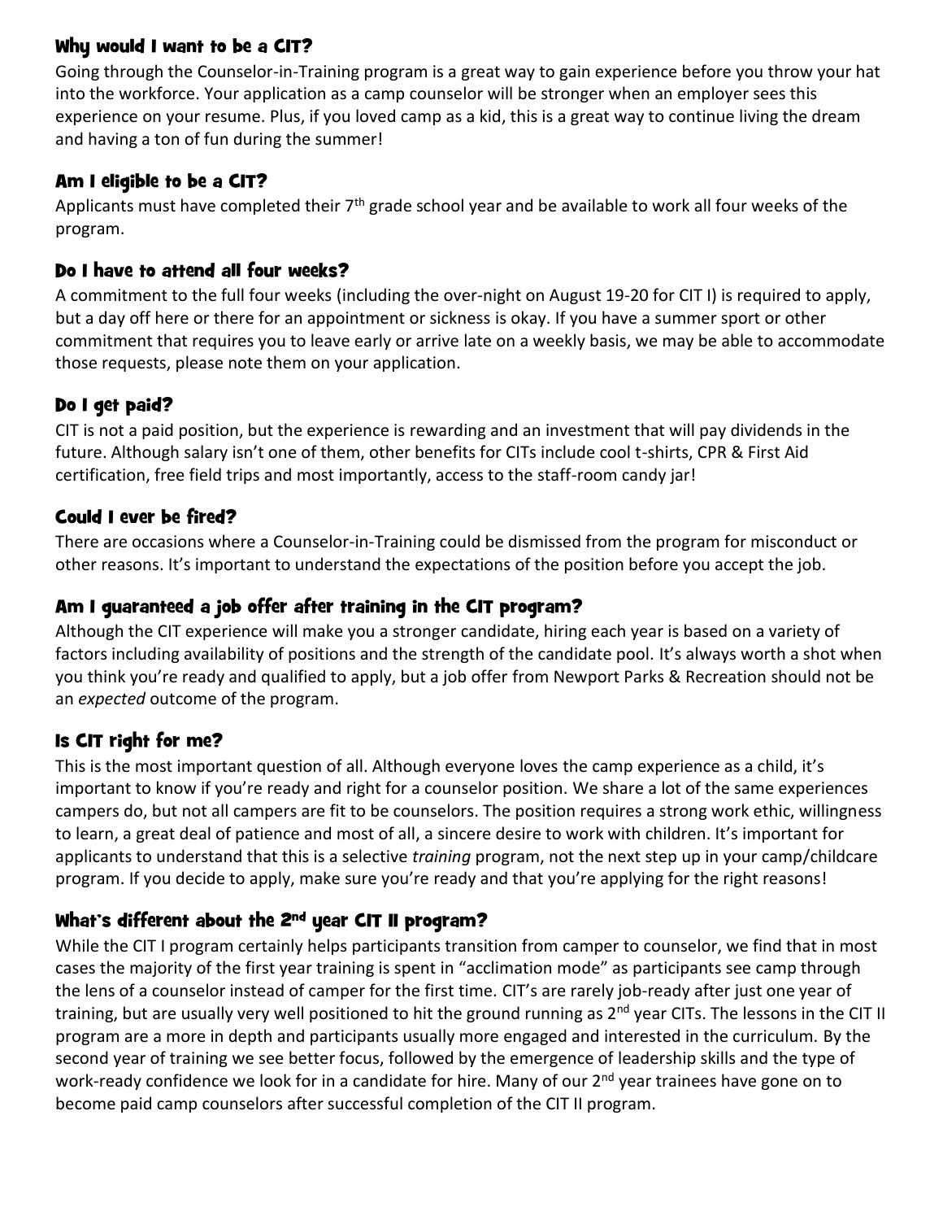## Why would I want to be a CIT?

Going through the Counselor-in-Training program is a great way to gain experience before you throw your hat into the workforce. Your application as a camp counselor will be stronger when an employer sees this experience on your resume. Plus, if you loved camp as a kid, this is a great way to continue living the dream and having a ton of fun during the summer!

## Am I eligible to be a CIT?

Applicants must have completed their 7th grade school year and be available to work all four weeks of the program.

## Do I have to attend all four weeks?

A commitment to the full four weeks (including the over-night on August 19-20 for CIT I) is required to apply, but a day off here or there for an appointment or sickness is okay. If you have a summer sport or other commitment that requires you to leave early or arrive late on a weekly basis, we may be able to accommodate those requests, please note them on your application.

## Do I get paid?

CIT is not a paid position, but the experience is rewarding and an investment that will pay dividends in the future. Although salary isn't one of them, other benefits for CITs include cool t-shirts, CPR & First Aid certification, free field trips and most importantly, access to the staff-room candy jar!

## Could I ever be fired?

There are occasions where a Counselor-in-Training could be dismissed from the program for misconduct or other reasons. It's important to understand the expectations of the position before you accept the job.

## Am I guaranteed a job offer after training in the CIT program?

Although the CIT experience will make you a stronger candidate, hiring each year is based on a variety of factors including availability of positions and the strength of the candidate pool. It's always worth a shot when you think you're ready and qualified to apply, but a job offer from Newport Parks & Recreation should not be an *expected* outcome of the program.

## Is CIT right for me?

This is the most important question of all. Although everyone loves the camp experience as a child, it's important to know if you're ready and right for a counselor position. We share a lot of the same experiences campers do, but not all campers are fit to be counselors. The position requires a strong work ethic, willingness to learn, a great deal of patience and most of all, a sincere desire to work with children. It's important for applicants to understand that this is a selective *training* program, not the next step up in your camp/childcare program. If you decide to apply, make sure you're ready and that you're applying for the right reasons!

## What's different about the 2nd year CIT II program?

While the CIT I program certainly helps participants transition from camper to counselor, we find that in most cases the majority of the first year training is spent in "acclimation mode" as participants see camp through the lens of a counselor instead of camper for the first time. CIT's are rarely job-ready after just one year of training, but are usually very well positioned to hit the ground running as 2nd year CITs. The lessons in the CIT II program are a more in depth and participants usually more engaged and interested in the curriculum. By the second year of training we see better focus, followed by the emergence of leadership skills and the type of work-ready confidence we look for in a candidate for hire. Many of our 2nd year trainees have gone on to become paid camp counselors after successful completion of the CIT II program.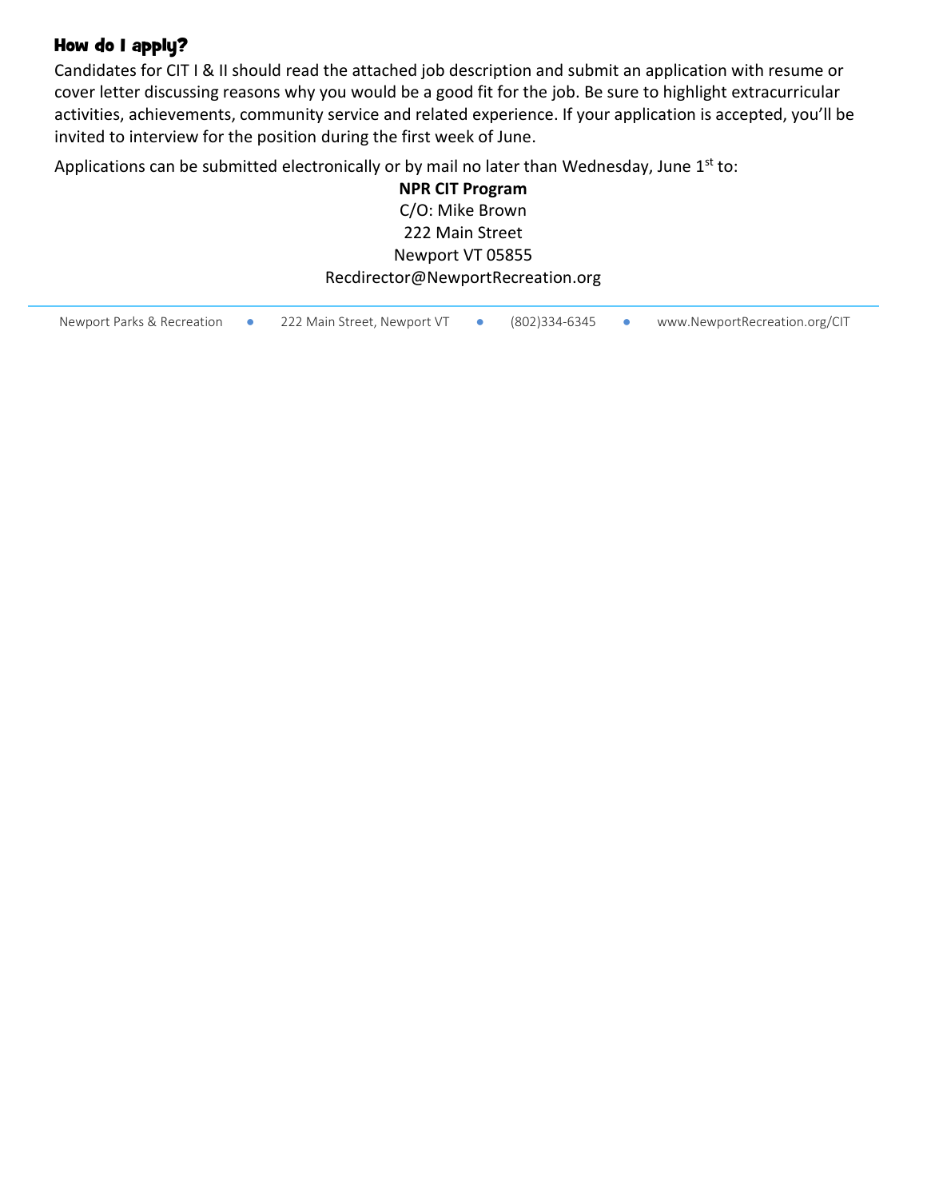## How do I apply?

Candidates for CIT I & II should read the attached job description and submit an application with resume or cover letter discussing reasons why you would be a good fit for the job. Be sure to highlight extracurricular activities, achievements, community service and related experience. If your application is accepted, you'll be invited to interview for the position during the first week of June.

Applications can be submitted electronically or by mail no later than Wednesday, June 1st to:

**NPR CIT Program**
C/O: Mike Brown
222 Main Street
Newport VT 05855
Recdirector@NewportRecreation.org